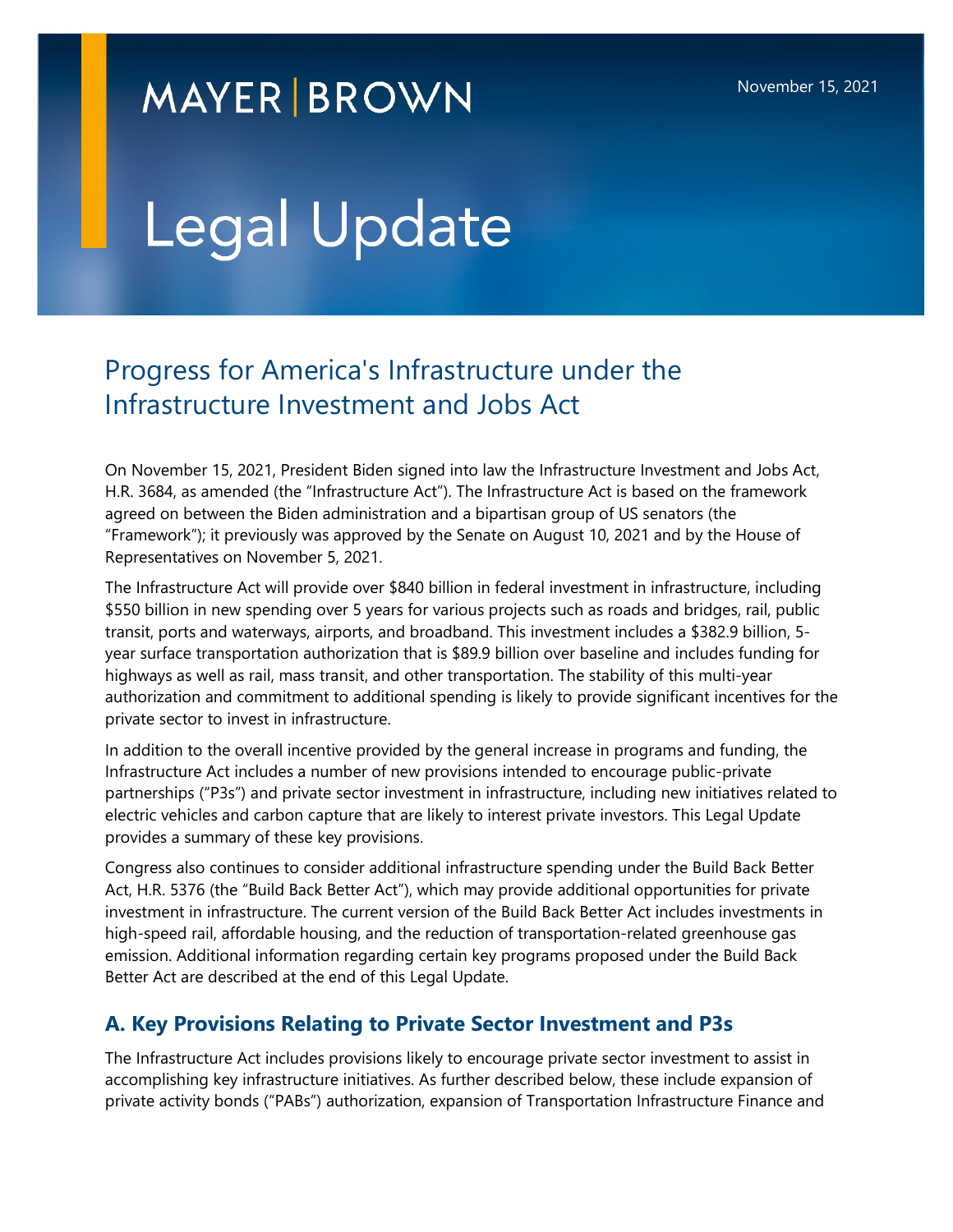MAYER | BROWN

November 15, 2021

# Legal Update

## Progress for America's Infrastructure under the Infrastructure Investment and Jobs Act

On November 15, 2021, President Biden signed into law the Infrastructure Investment and Jobs Act, H.R. 3684, as amended (the "Infrastructure Act"). The Infrastructure Act is based on the framework agreed on between the Biden administration and a bipartisan group of US senators (the "Framework"); it previously was approved by the Senate on August 10, 2021 and by the House of Representatives on November 5, 2021.

The Infrastructure Act will provide over $840 billion in federal investment in infrastructure, including $550 billion in new spending over 5 years for various projects such as roads and bridges, rail, public transit, ports and waterways, airports, and broadband. This investment includes a $382.9 billion, 5-year surface transportation authorization that is $89.9 billion over baseline and includes funding for highways as well as rail, mass transit, and other transportation. The stability of this multi-year authorization and commitment to additional spending is likely to provide significant incentives for the private sector to invest in infrastructure.

In addition to the overall incentive provided by the general increase in programs and funding, the Infrastructure Act includes a number of new provisions intended to encourage public-private partnerships ("P3s") and private sector investment in infrastructure, including new initiatives related to electric vehicles and carbon capture that are likely to interest private investors. This Legal Update provides a summary of these key provisions.

Congress also continues to consider additional infrastructure spending under the Build Back Better Act, H.R. 5376 (the "Build Back Better Act"), which may provide additional opportunities for private investment in infrastructure. The current version of the Build Back Better Act includes investments in high-speed rail, affordable housing, and the reduction of transportation-related greenhouse gas emission. Additional information regarding certain key programs proposed under the Build Back Better Act are described at the end of this Legal Update.

### A. Key Provisions Relating to Private Sector Investment and P3s

The Infrastructure Act includes provisions likely to encourage private sector investment to assist in accomplishing key infrastructure initiatives. As further described below, these include expansion of private activity bonds ("PABs") authorization, expansion of Transportation Infrastructure Finance and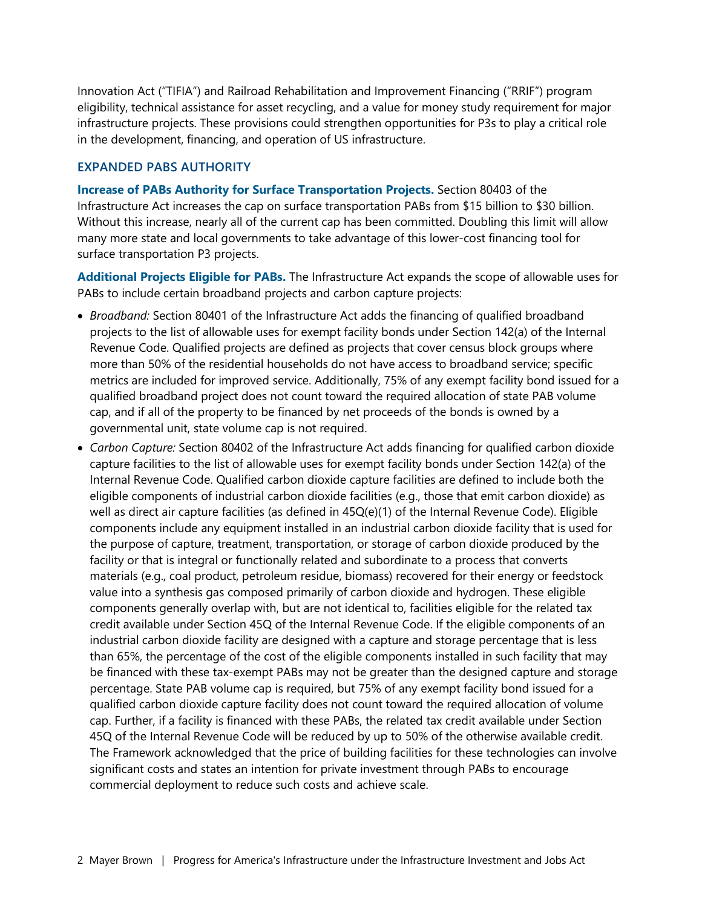Innovation Act ("TIFIA") and Railroad Rehabilitation and Improvement Financing ("RRIF") program eligibility, technical assistance for asset recycling, and a value for money study requirement for major infrastructure projects. These provisions could strengthen opportunities for P3s to play a critical role in the development, financing, and operation of US infrastructure.

## EXPANDED PABS AUTHORITY

**Increase of PABs Authority for Surface Transportation Projects.** Section 80403 of the Infrastructure Act increases the cap on surface transportation PABs from $15 billion to $30 billion. Without this increase, nearly all of the current cap has been committed. Doubling this limit will allow many more state and local governments to take advantage of this lower-cost financing tool for surface transportation P3 projects.

**Additional Projects Eligible for PABs.** The Infrastructure Act expands the scope of allowable uses for PABs to include certain broadband projects and carbon capture projects:

- *Broadband:* Section 80401 of the Infrastructure Act adds the financing of qualified broadband projects to the list of allowable uses for exempt facility bonds under Section 142(a) of the Internal Revenue Code. Qualified projects are defined as projects that cover census block groups where more than 50% of the residential households do not have access to broadband service; specific metrics are included for improved service. Additionally, 75% of any exempt facility bond issued for a qualified broadband project does not count toward the required allocation of state PAB volume cap, and if all of the property to be financed by net proceeds of the bonds is owned by a governmental unit, state volume cap is not required.
- *Carbon Capture:* Section 80402 of the Infrastructure Act adds financing for qualified carbon dioxide capture facilities to the list of allowable uses for exempt facility bonds under Section 142(a) of the Internal Revenue Code. Qualified carbon dioxide capture facilities are defined to include both the eligible components of industrial carbon dioxide facilities (e.g., those that emit carbon dioxide) as well as direct air capture facilities (as defined in 45Q(e)(1) of the Internal Revenue Code). Eligible components include any equipment installed in an industrial carbon dioxide facility that is used for the purpose of capture, treatment, transportation, or storage of carbon dioxide produced by the facility or that is integral or functionally related and subordinate to a process that converts materials (e.g., coal product, petroleum residue, biomass) recovered for their energy or feedstock value into a synthesis gas composed primarily of carbon dioxide and hydrogen. These eligible components generally overlap with, but are not identical to, facilities eligible for the related tax credit available under Section 45Q of the Internal Revenue Code. If the eligible components of an industrial carbon dioxide facility are designed with a capture and storage percentage that is less than 65%, the percentage of the cost of the eligible components installed in such facility that may be financed with these tax-exempt PABs may not be greater than the designed capture and storage percentage. State PAB volume cap is required, but 75% of any exempt facility bond issued for a qualified carbon dioxide capture facility does not count toward the required allocation of volume cap. Further, if a facility is financed with these PABs, the related tax credit available under Section 45Q of the Internal Revenue Code will be reduced by up to 50% of the otherwise available credit. The Framework acknowledged that the price of building facilities for these technologies can involve significant costs and states an intention for private investment through PABs to encourage commercial deployment to reduce such costs and achieve scale.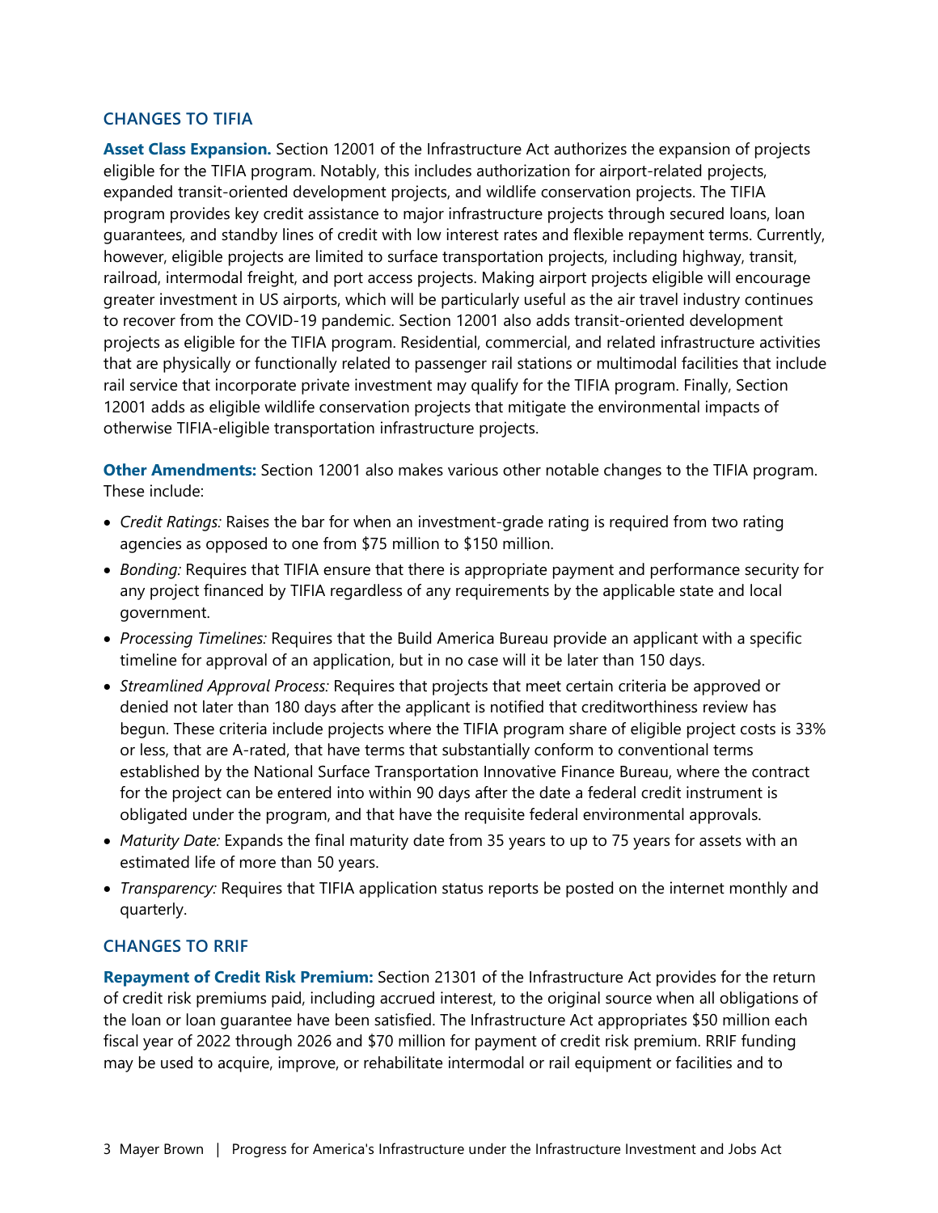## CHANGES TO TIFIA

**Asset Class Expansion.** Section 12001 of the Infrastructure Act authorizes the expansion of projects eligible for the TIFIA program. Notably, this includes authorization for airport-related projects, expanded transit-oriented development projects, and wildlife conservation projects. The TIFIA program provides key credit assistance to major infrastructure projects through secured loans, loan guarantees, and standby lines of credit with low interest rates and flexible repayment terms. Currently, however, eligible projects are limited to surface transportation projects, including highway, transit, railroad, intermodal freight, and port access projects. Making airport projects eligible will encourage greater investment in US airports, which will be particularly useful as the air travel industry continues to recover from the COVID-19 pandemic. Section 12001 also adds transit-oriented development projects as eligible for the TIFIA program. Residential, commercial, and related infrastructure activities that are physically or functionally related to passenger rail stations or multimodal facilities that include rail service that incorporate private investment may qualify for the TIFIA program. Finally, Section 12001 adds as eligible wildlife conservation projects that mitigate the environmental impacts of otherwise TIFIA-eligible transportation infrastructure projects.

**Other Amendments:** Section 12001 also makes various other notable changes to the TIFIA program. These include:

- *Credit Ratings:* Raises the bar for when an investment-grade rating is required from two rating agencies as opposed to one from $75 million to $150 million.
- *Bonding:* Requires that TIFIA ensure that there is appropriate payment and performance security for any project financed by TIFIA regardless of any requirements by the applicable state and local government.
- *Processing Timelines:* Requires that the Build America Bureau provide an applicant with a specific timeline for approval of an application, but in no case will it be later than 150 days.
- *Streamlined Approval Process:* Requires that projects that meet certain criteria be approved or denied not later than 180 days after the applicant is notified that creditworthiness review has begun. These criteria include projects where the TIFIA program share of eligible project costs is 33% or less, that are A-rated, that have terms that substantially conform to conventional terms established by the National Surface Transportation Innovative Finance Bureau, where the contract for the project can be entered into within 90 days after the date a federal credit instrument is obligated under the program, and that have the requisite federal environmental approvals.
- *Maturity Date:* Expands the final maturity date from 35 years to up to 75 years for assets with an estimated life of more than 50 years.
- *Transparency:* Requires that TIFIA application status reports be posted on the internet monthly and quarterly.

## CHANGES TO RRIF

**Repayment of Credit Risk Premium:** Section 21301 of the Infrastructure Act provides for the return of credit risk premiums paid, including accrued interest, to the original source when all obligations of the loan or loan guarantee have been satisfied. The Infrastructure Act appropriates $50 million each fiscal year of 2022 through 2026 and $70 million for payment of credit risk premium. RRIF funding may be used to acquire, improve, or rehabilitate intermodal or rail equipment or facilities and to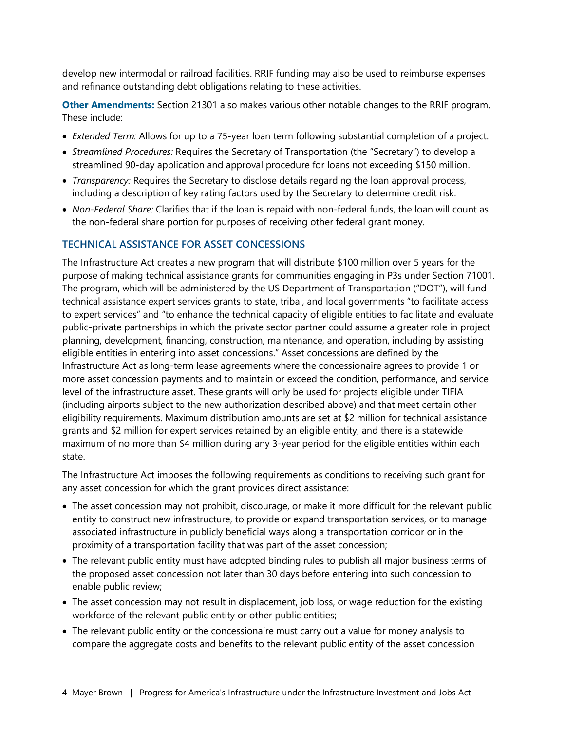develop new intermodal or railroad facilities. RRIF funding may also be used to reimburse expenses and refinance outstanding debt obligations relating to these activities.

**Other Amendments:** Section 21301 also makes various other notable changes to the RRIF program. These include:

- *Extended Term:* Allows for up to a 75-year loan term following substantial completion of a project.
- *Streamlined Procedures:* Requires the Secretary of Transportation (the "Secretary") to develop a streamlined 90-day application and approval procedure for loans not exceeding $150 million.
- *Transparency:* Requires the Secretary to disclose details regarding the loan approval process, including a description of key rating factors used by the Secretary to determine credit risk.
- *Non-Federal Share:* Clarifies that if the loan is repaid with non-federal funds, the loan will count as the non-federal share portion for purposes of receiving other federal grant money.

## TECHNICAL ASSISTANCE FOR ASSET CONCESSIONS

The Infrastructure Act creates a new program that will distribute $100 million over 5 years for the purpose of making technical assistance grants for communities engaging in P3s under Section 71001. The program, which will be administered by the US Department of Transportation ("DOT"), will fund technical assistance expert services grants to state, tribal, and local governments "to facilitate access to expert services" and "to enhance the technical capacity of eligible entities to facilitate and evaluate public-private partnerships in which the private sector partner could assume a greater role in project planning, development, financing, construction, maintenance, and operation, including by assisting eligible entities in entering into asset concessions." Asset concessions are defined by the Infrastructure Act as long-term lease agreements where the concessionaire agrees to provide 1 or more asset concession payments and to maintain or exceed the condition, performance, and service level of the infrastructure asset. These grants will only be used for projects eligible under TIFIA (including airports subject to the new authorization described above) and that meet certain other eligibility requirements. Maximum distribution amounts are set at $2 million for technical assistance grants and $2 million for expert services retained by an eligible entity, and there is a statewide maximum of no more than $4 million during any 3-year period for the eligible entities within each state.

The Infrastructure Act imposes the following requirements as conditions to receiving such grant for any asset concession for which the grant provides direct assistance:

- The asset concession may not prohibit, discourage, or make it more difficult for the relevant public entity to construct new infrastructure, to provide or expand transportation services, or to manage associated infrastructure in publicly beneficial ways along a transportation corridor or in the proximity of a transportation facility that was part of the asset concession;
- The relevant public entity must have adopted binding rules to publish all major business terms of the proposed asset concession not later than 30 days before entering into such concession to enable public review;
- The asset concession may not result in displacement, job loss, or wage reduction for the existing workforce of the relevant public entity or other public entities;
- The relevant public entity or the concessionaire must carry out a value for money analysis to compare the aggregate costs and benefits to the relevant public entity of the asset concession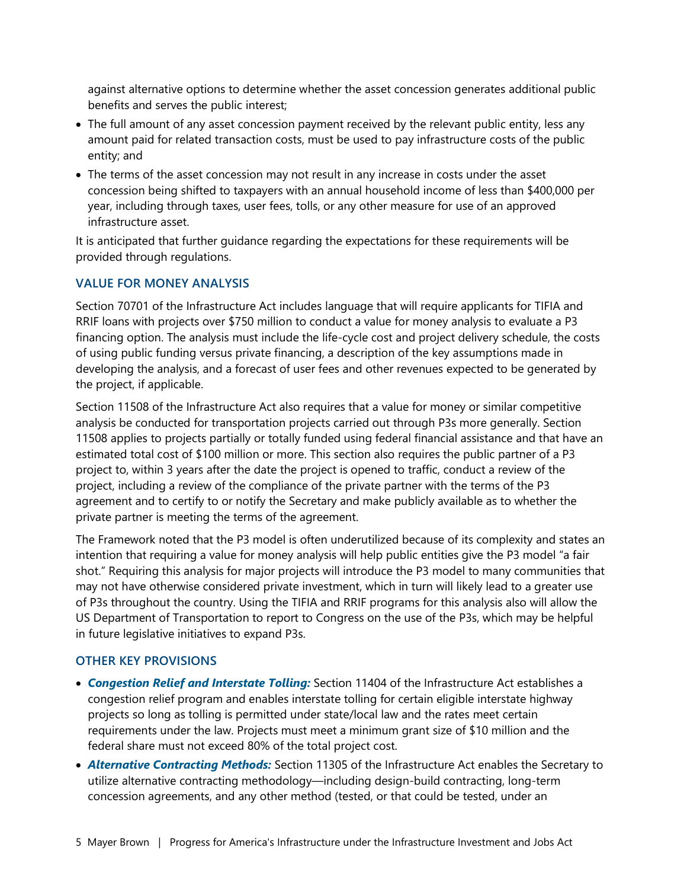against alternative options to determine whether the asset concession generates additional public benefits and serves the public interest;

- The full amount of any asset concession payment received by the relevant public entity, less any amount paid for related transaction costs, must be used to pay infrastructure costs of the public entity; and
- The terms of the asset concession may not result in any increase in costs under the asset concession being shifted to taxpayers with an annual household income of less than $400,000 per year, including through taxes, user fees, tolls, or any other measure for use of an approved infrastructure asset.

It is anticipated that further guidance regarding the expectations for these requirements will be provided through regulations.

## VALUE FOR MONEY ANALYSIS

Section 70701 of the Infrastructure Act includes language that will require applicants for TIFIA and RRIF loans with projects over $750 million to conduct a value for money analysis to evaluate a P3 financing option. The analysis must include the life-cycle cost and project delivery schedule, the costs of using public funding versus private financing, a description of the key assumptions made in developing the analysis, and a forecast of user fees and other revenues expected to be generated by the project, if applicable.

Section 11508 of the Infrastructure Act also requires that a value for money or similar competitive analysis be conducted for transportation projects carried out through P3s more generally. Section 11508 applies to projects partially or totally funded using federal financial assistance and that have an estimated total cost of $100 million or more. This section also requires the public partner of a P3 project to, within 3 years after the date the project is opened to traffic, conduct a review of the project, including a review of the compliance of the private partner with the terms of the P3 agreement and to certify to or notify the Secretary and make publicly available as to whether the private partner is meeting the terms of the agreement.

The Framework noted that the P3 model is often underutilized because of its complexity and states an intention that requiring a value for money analysis will help public entities give the P3 model "a fair shot." Requiring this analysis for major projects will introduce the P3 model to many communities that may not have otherwise considered private investment, which in turn will likely lead to a greater use of P3s throughout the country. Using the TIFIA and RRIF programs for this analysis also will allow the US Department of Transportation to report to Congress on the use of the P3s, which may be helpful in future legislative initiatives to expand P3s.

## OTHER KEY PROVISIONS

- ***Congestion Relief and Interstate Tolling:*** Section 11404 of the Infrastructure Act establishes a congestion relief program and enables interstate tolling for certain eligible interstate highway projects so long as tolling is permitted under state/local law and the rates meet certain requirements under the law. Projects must meet a minimum grant size of $10 million and the federal share must not exceed 80% of the total project cost.
- ***Alternative Contracting Methods:*** Section 11305 of the Infrastructure Act enables the Secretary to utilize alternative contracting methodology—including design-build contracting, long-term concession agreements, and any other method (tested, or that could be tested, under an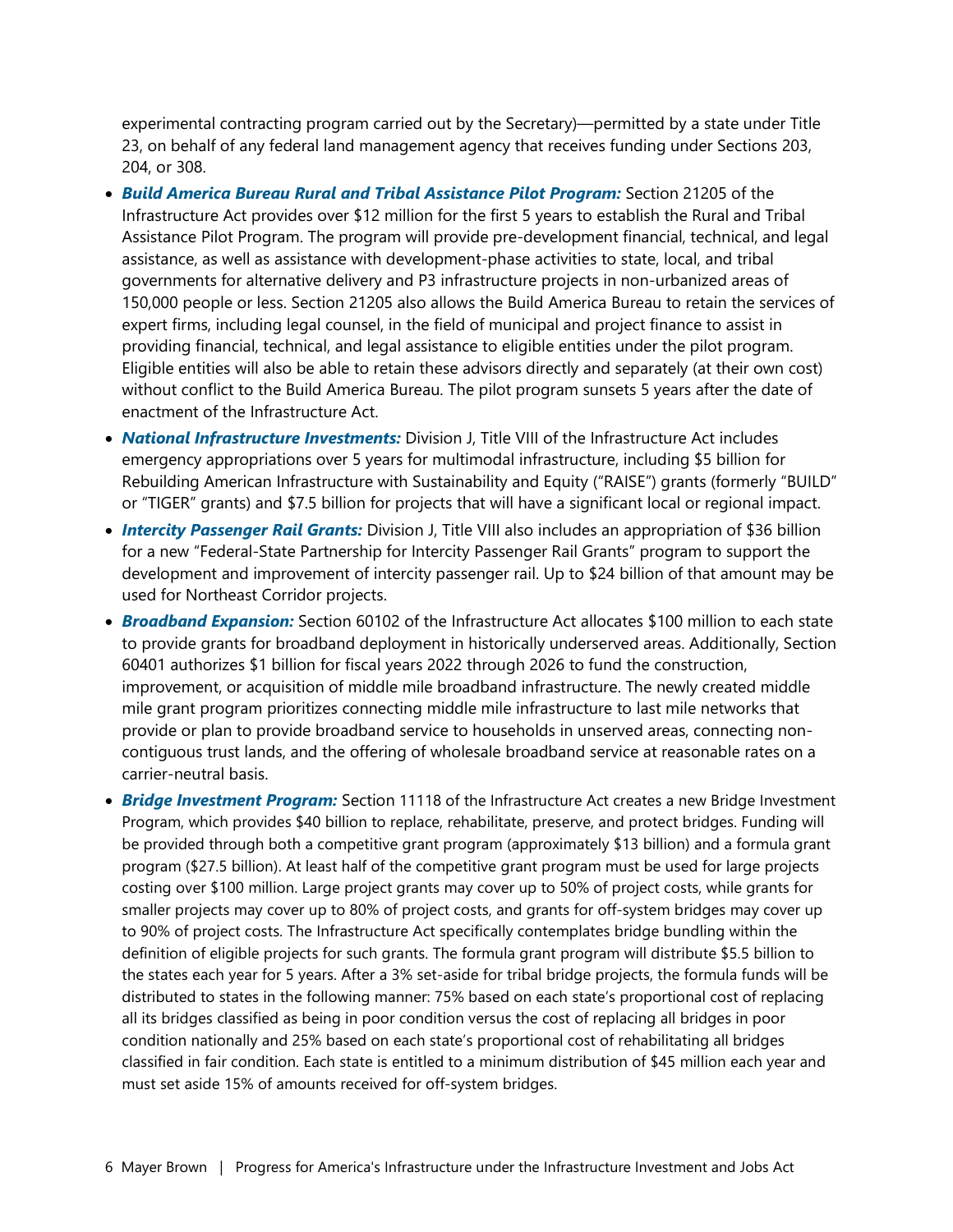experimental contracting program carried out by the Secretary)—permitted by a state under Title 23, on behalf of any federal land management agency that receives funding under Sections 203, 204, or 308.

- ***Build America Bureau Rural and Tribal Assistance Pilot Program:*** Section 21205 of the Infrastructure Act provides over $12 million for the first 5 years to establish the Rural and Tribal Assistance Pilot Program. The program will provide pre-development financial, technical, and legal assistance, as well as assistance with development-phase activities to state, local, and tribal governments for alternative delivery and P3 infrastructure projects in non-urbanized areas of 150,000 people or less. Section 21205 also allows the Build America Bureau to retain the services of expert firms, including legal counsel, in the field of municipal and project finance to assist in providing financial, technical, and legal assistance to eligible entities under the pilot program. Eligible entities will also be able to retain these advisors directly and separately (at their own cost) without conflict to the Build America Bureau. The pilot program sunsets 5 years after the date of enactment of the Infrastructure Act.
- ***National Infrastructure Investments:*** Division J, Title VIII of the Infrastructure Act includes emergency appropriations over 5 years for multimodal infrastructure, including $5 billion for Rebuilding American Infrastructure with Sustainability and Equity ("RAISE") grants (formerly "BUILD" or "TIGER" grants) and $7.5 billion for projects that will have a significant local or regional impact.
- ***Intercity Passenger Rail Grants:*** Division J, Title VIII also includes an appropriation of $36 billion for a new "Federal-State Partnership for Intercity Passenger Rail Grants" program to support the development and improvement of intercity passenger rail. Up to $24 billion of that amount may be used for Northeast Corridor projects.
- ***Broadband Expansion:*** Section 60102 of the Infrastructure Act allocates $100 million to each state to provide grants for broadband deployment in historically underserved areas. Additionally, Section 60401 authorizes $1 billion for fiscal years 2022 through 2026 to fund the construction, improvement, or acquisition of middle mile broadband infrastructure. The newly created middle mile grant program prioritizes connecting middle mile infrastructure to last mile networks that provide or plan to provide broadband service to households in unserved areas, connecting non-contiguous trust lands, and the offering of wholesale broadband service at reasonable rates on a carrier-neutral basis.
- ***Bridge Investment Program:*** Section 11118 of the Infrastructure Act creates a new Bridge Investment Program, which provides $40 billion to replace, rehabilitate, preserve, and protect bridges. Funding will be provided through both a competitive grant program (approximately $13 billion) and a formula grant program ($27.5 billion). At least half of the competitive grant program must be used for large projects costing over $100 million. Large project grants may cover up to 50% of project costs, while grants for smaller projects may cover up to 80% of project costs, and grants for off-system bridges may cover up to 90% of project costs. The Infrastructure Act specifically contemplates bridge bundling within the definition of eligible projects for such grants. The formula grant program will distribute $5.5 billion to the states each year for 5 years. After a 3% set-aside for tribal bridge projects, the formula funds will be distributed to states in the following manner: 75% based on each state's proportional cost of replacing all its bridges classified as being in poor condition versus the cost of replacing all bridges in poor condition nationally and 25% based on each state's proportional cost of rehabilitating all bridges classified in fair condition. Each state is entitled to a minimum distribution of $45 million each year and must set aside 15% of amounts received for off-system bridges.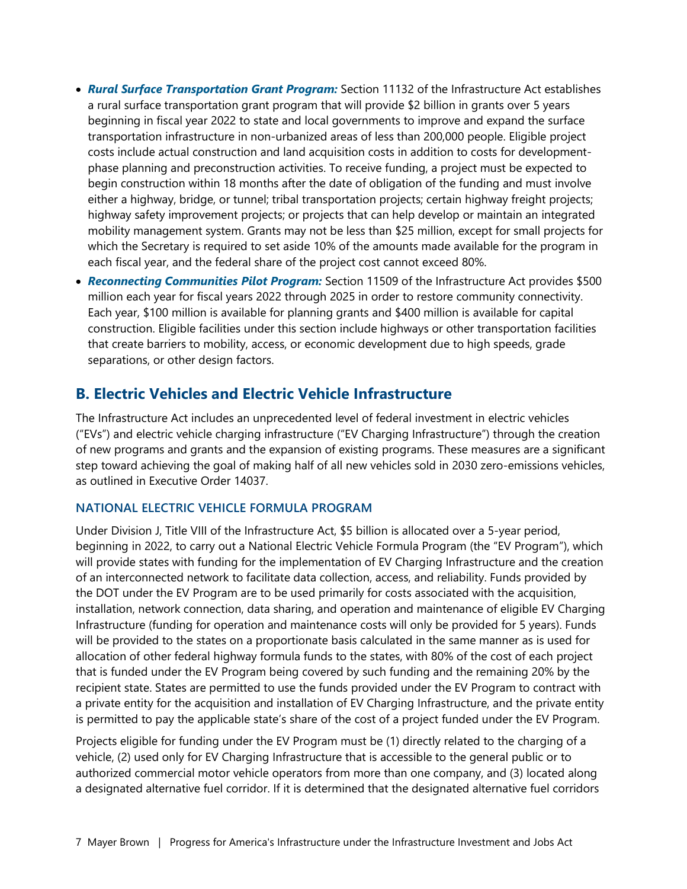- ***Rural Surface Transportation Grant Program:*** Section 11132 of the Infrastructure Act establishes a rural surface transportation grant program that will provide $2 billion in grants over 5 years beginning in fiscal year 2022 to state and local governments to improve and expand the surface transportation infrastructure in non-urbanized areas of less than 200,000 people. Eligible project costs include actual construction and land acquisition costs in addition to costs for development-phase planning and preconstruction activities. To receive funding, a project must be expected to begin construction within 18 months after the date of obligation of the funding and must involve either a highway, bridge, or tunnel; tribal transportation projects; certain highway freight projects; highway safety improvement projects; or projects that can help develop or maintain an integrated mobility management system. Grants may not be less than $25 million, except for small projects for which the Secretary is required to set aside 10% of the amounts made available for the program in each fiscal year, and the federal share of the project cost cannot exceed 80%.
- ***Reconnecting Communities Pilot Program:*** Section 11509 of the Infrastructure Act provides $500 million each year for fiscal years 2022 through 2025 in order to restore community connectivity. Each year, $100 million is available for planning grants and $400 million is available for capital construction. Eligible facilities under this section include highways or other transportation facilities that create barriers to mobility, access, or economic development due to high speeds, grade separations, or other design factors.

## B. Electric Vehicles and Electric Vehicle Infrastructure

The Infrastructure Act includes an unprecedented level of federal investment in electric vehicles ("EVs") and electric vehicle charging infrastructure ("EV Charging Infrastructure") through the creation of new programs and grants and the expansion of existing programs. These measures are a significant step toward achieving the goal of making half of all new vehicles sold in 2030 zero-emissions vehicles, as outlined in Executive Order 14037.

### NATIONAL ELECTRIC VEHICLE FORMULA PROGRAM

Under Division J, Title VIII of the Infrastructure Act, $5 billion is allocated over a 5-year period, beginning in 2022, to carry out a National Electric Vehicle Formula Program (the "EV Program"), which will provide states with funding for the implementation of EV Charging Infrastructure and the creation of an interconnected network to facilitate data collection, access, and reliability. Funds provided by the DOT under the EV Program are to be used primarily for costs associated with the acquisition, installation, network connection, data sharing, and operation and maintenance of eligible EV Charging Infrastructure (funding for operation and maintenance costs will only be provided for 5 years). Funds will be provided to the states on a proportionate basis calculated in the same manner as is used for allocation of other federal highway formula funds to the states, with 80% of the cost of each project that is funded under the EV Program being covered by such funding and the remaining 20% by the recipient state. States are permitted to use the funds provided under the EV Program to contract with a private entity for the acquisition and installation of EV Charging Infrastructure, and the private entity is permitted to pay the applicable state's share of the cost of a project funded under the EV Program.

Projects eligible for funding under the EV Program must be (1) directly related to the charging of a vehicle, (2) used only for EV Charging Infrastructure that is accessible to the general public or to authorized commercial motor vehicle operators from more than one company, and (3) located along a designated alternative fuel corridor. If it is determined that the designated alternative fuel corridors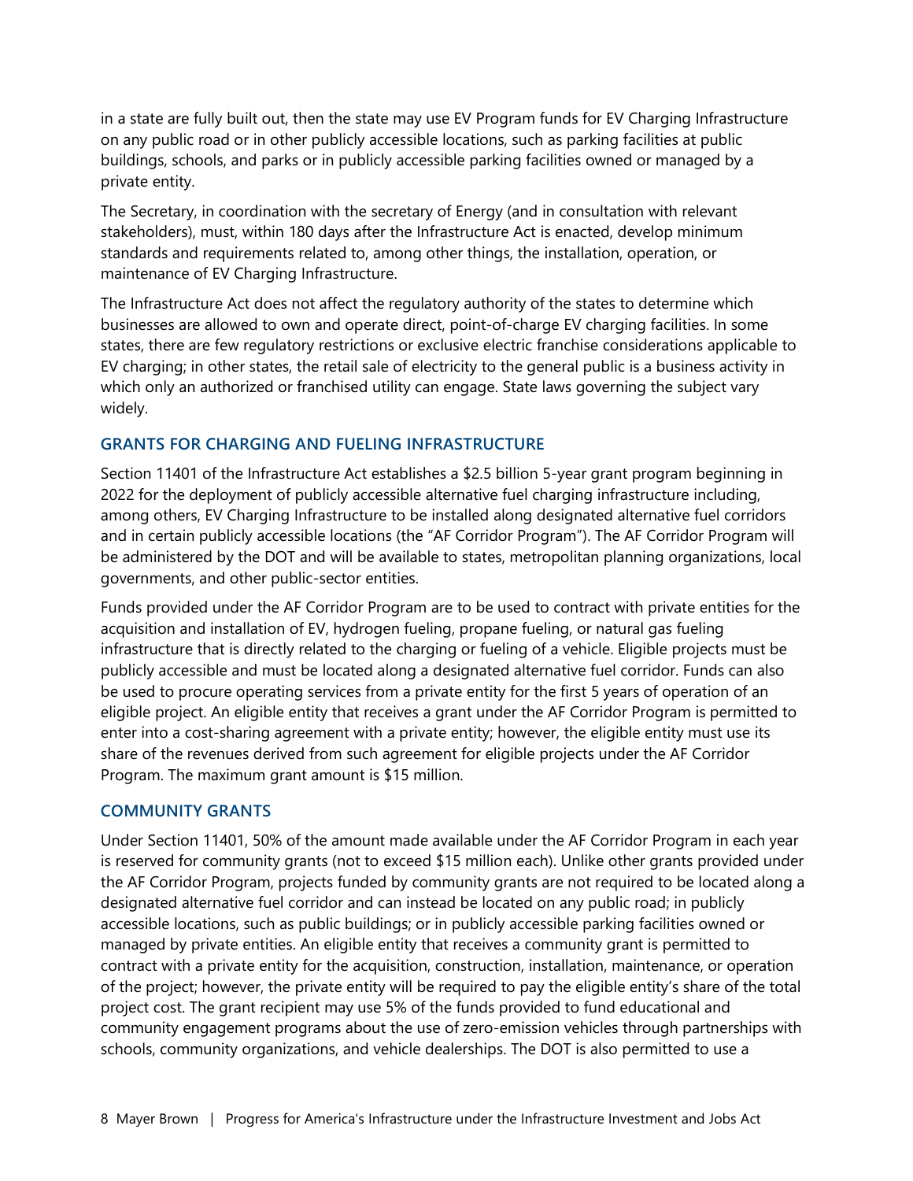in a state are fully built out, then the state may use EV Program funds for EV Charging Infrastructure on any public road or in other publicly accessible locations, such as parking facilities at public buildings, schools, and parks or in publicly accessible parking facilities owned or managed by a private entity.

The Secretary, in coordination with the secretary of Energy (and in consultation with relevant stakeholders), must, within 180 days after the Infrastructure Act is enacted, develop minimum standards and requirements related to, among other things, the installation, operation, or maintenance of EV Charging Infrastructure.

The Infrastructure Act does not affect the regulatory authority of the states to determine which businesses are allowed to own and operate direct, point-of-charge EV charging facilities. In some states, there are few regulatory restrictions or exclusive electric franchise considerations applicable to EV charging; in other states, the retail sale of electricity to the general public is a business activity in which only an authorized or franchised utility can engage. State laws governing the subject vary widely.

### GRANTS FOR CHARGING AND FUELING INFRASTRUCTURE

Section 11401 of the Infrastructure Act establishes a $2.5 billion 5-year grant program beginning in 2022 for the deployment of publicly accessible alternative fuel charging infrastructure including, among others, EV Charging Infrastructure to be installed along designated alternative fuel corridors and in certain publicly accessible locations (the "AF Corridor Program"). The AF Corridor Program will be administered by the DOT and will be available to states, metropolitan planning organizations, local governments, and other public-sector entities.

Funds provided under the AF Corridor Program are to be used to contract with private entities for the acquisition and installation of EV, hydrogen fueling, propane fueling, or natural gas fueling infrastructure that is directly related to the charging or fueling of a vehicle. Eligible projects must be publicly accessible and must be located along a designated alternative fuel corridor. Funds can also be used to procure operating services from a private entity for the first 5 years of operation of an eligible project. An eligible entity that receives a grant under the AF Corridor Program is permitted to enter into a cost-sharing agreement with a private entity; however, the eligible entity must use its share of the revenues derived from such agreement for eligible projects under the AF Corridor Program. The maximum grant amount is $15 million.

### COMMUNITY GRANTS

Under Section 11401, 50% of the amount made available under the AF Corridor Program in each year is reserved for community grants (not to exceed $15 million each). Unlike other grants provided under the AF Corridor Program, projects funded by community grants are not required to be located along a designated alternative fuel corridor and can instead be located on any public road; in publicly accessible locations, such as public buildings; or in publicly accessible parking facilities owned or managed by private entities. An eligible entity that receives a community grant is permitted to contract with a private entity for the acquisition, construction, installation, maintenance, or operation of the project; however, the private entity will be required to pay the eligible entity's share of the total project cost. The grant recipient may use 5% of the funds provided to fund educational and community engagement programs about the use of zero-emission vehicles through partnerships with schools, community organizations, and vehicle dealerships. The DOT is also permitted to use a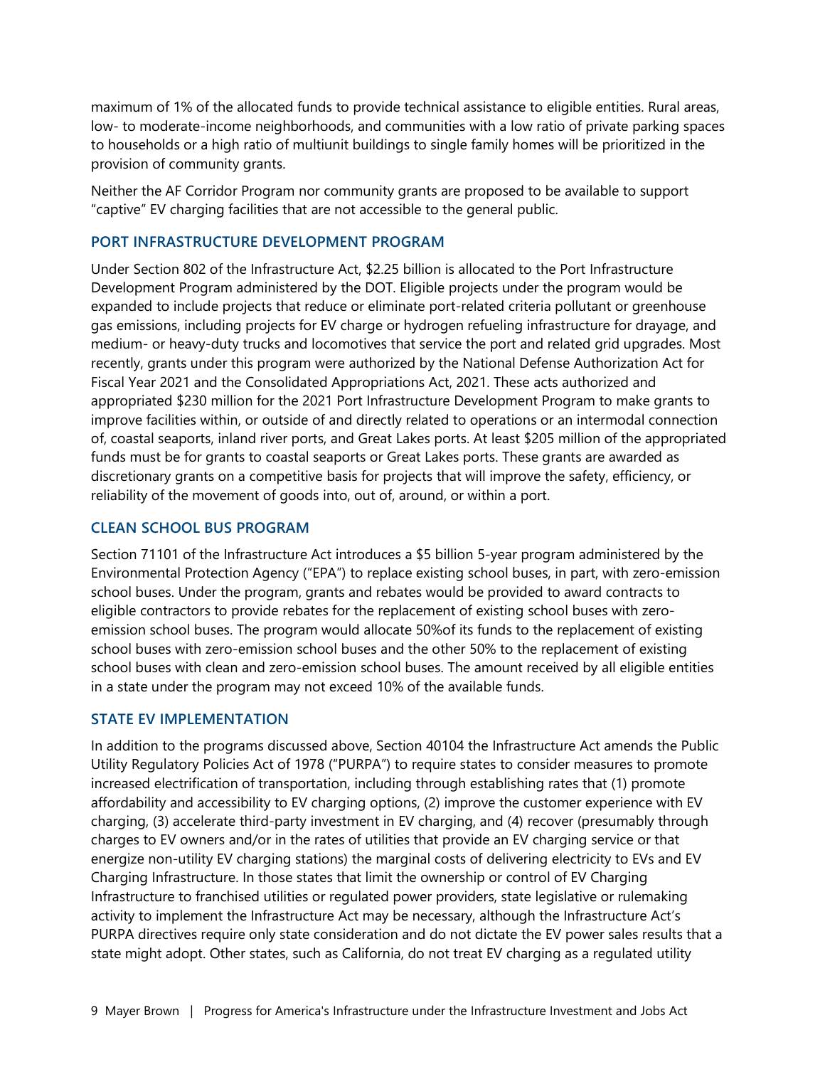maximum of 1% of the allocated funds to provide technical assistance to eligible entities. Rural areas, low- to moderate-income neighborhoods, and communities with a low ratio of private parking spaces to households or a high ratio of multiunit buildings to single family homes will be prioritized in the provision of community grants.

Neither the AF Corridor Program nor community grants are proposed to be available to support "captive" EV charging facilities that are not accessible to the general public.

### PORT INFRASTRUCTURE DEVELOPMENT PROGRAM

Under Section 802 of the Infrastructure Act, $2.25 billion is allocated to the Port Infrastructure Development Program administered by the DOT. Eligible projects under the program would be expanded to include projects that reduce or eliminate port-related criteria pollutant or greenhouse gas emissions, including projects for EV charge or hydrogen refueling infrastructure for drayage, and medium- or heavy-duty trucks and locomotives that service the port and related grid upgrades. Most recently, grants under this program were authorized by the National Defense Authorization Act for Fiscal Year 2021 and the Consolidated Appropriations Act, 2021. These acts authorized and appropriated $230 million for the 2021 Port Infrastructure Development Program to make grants to improve facilities within, or outside of and directly related to operations or an intermodal connection of, coastal seaports, inland river ports, and Great Lakes ports. At least $205 million of the appropriated funds must be for grants to coastal seaports or Great Lakes ports. These grants are awarded as discretionary grants on a competitive basis for projects that will improve the safety, efficiency, or reliability of the movement of goods into, out of, around, or within a port.

### CLEAN SCHOOL BUS PROGRAM

Section 71101 of the Infrastructure Act introduces a $5 billion 5-year program administered by the Environmental Protection Agency ("EPA") to replace existing school buses, in part, with zero-emission school buses. Under the program, grants and rebates would be provided to award contracts to eligible contractors to provide rebates for the replacement of existing school buses with zero-emission school buses. The program would allocate 50%of its funds to the replacement of existing school buses with zero-emission school buses and the other 50% to the replacement of existing school buses with clean and zero-emission school buses. The amount received by all eligible entities in a state under the program may not exceed 10% of the available funds.

### STATE EV IMPLEMENTATION

In addition to the programs discussed above, Section 40104 the Infrastructure Act amends the Public Utility Regulatory Policies Act of 1978 ("PURPA") to require states to consider measures to promote increased electrification of transportation, including through establishing rates that (1) promote affordability and accessibility to EV charging options, (2) improve the customer experience with EV charging, (3) accelerate third-party investment in EV charging, and (4) recover (presumably through charges to EV owners and/or in the rates of utilities that provide an EV charging service or that energize non-utility EV charging stations) the marginal costs of delivering electricity to EVs and EV Charging Infrastructure. In those states that limit the ownership or control of EV Charging Infrastructure to franchised utilities or regulated power providers, state legislative or rulemaking activity to implement the Infrastructure Act may be necessary, although the Infrastructure Act's PURPA directives require only state consideration and do not dictate the EV power sales results that a state might adopt. Other states, such as California, do not treat EV charging as a regulated utility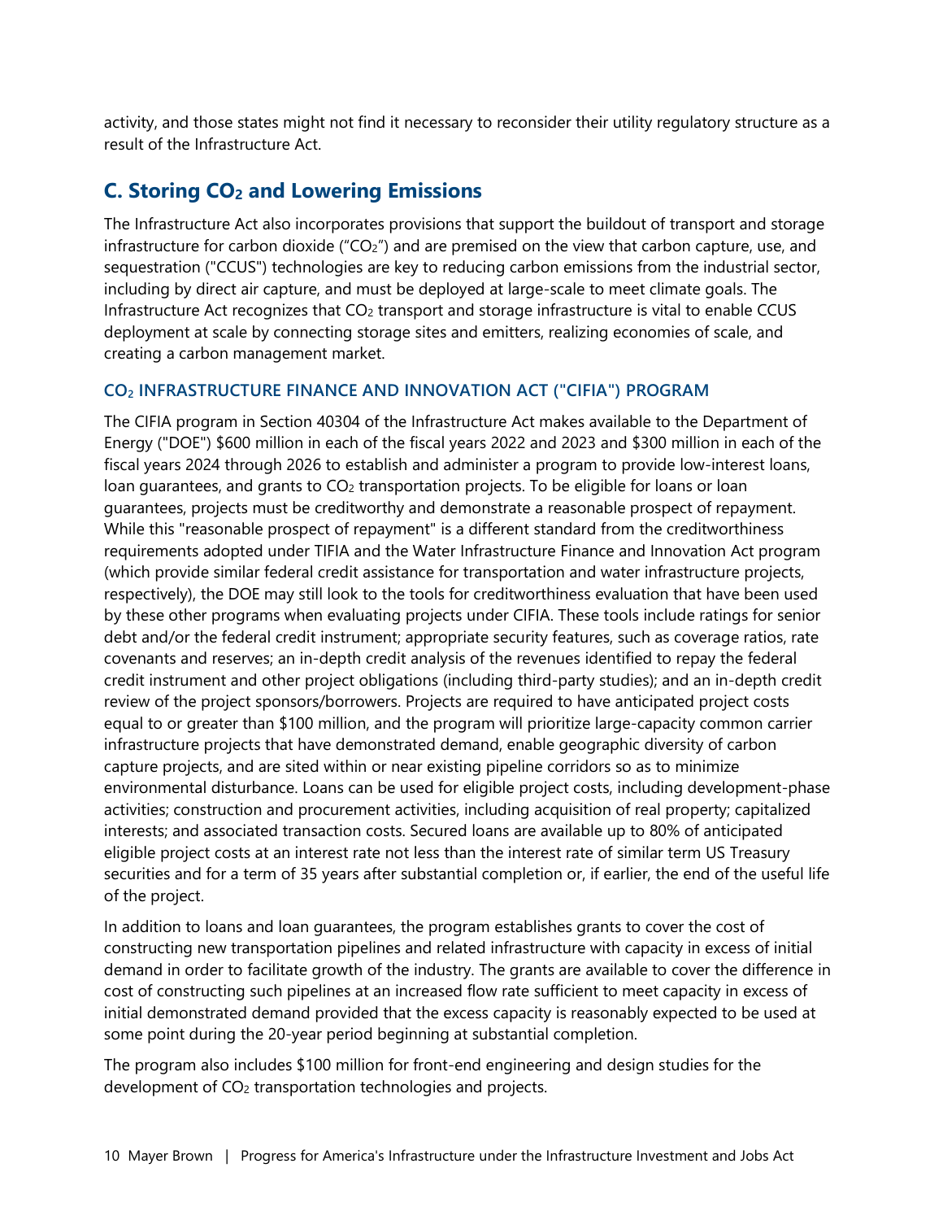activity, and those states might not find it necessary to reconsider their utility regulatory structure as a result of the Infrastructure Act.

## C. Storing $CO_2$ and Lowering Emissions

The Infrastructure Act also incorporates provisions that support the buildout of transport and storage infrastructure for carbon dioxide ("$CO_2$") and are premised on the view that carbon capture, use, and sequestration ("CCUS") technologies are key to reducing carbon emissions from the industrial sector, including by direct air capture, and must be deployed at large-scale to meet climate goals. The Infrastructure Act recognizes that $CO_2$ transport and storage infrastructure is vital to enable CCUS deployment at scale by connecting storage sites and emitters, realizing economies of scale, and creating a carbon management market.

### $CO_2$ INFRASTRUCTURE FINANCE AND INNOVATION ACT ("CIFIA") PROGRAM

The CIFIA program in Section 40304 of the Infrastructure Act makes available to the Department of Energy ("DOE") $600 million in each of the fiscal years 2022 and 2023 and $300 million in each of the fiscal years 2024 through 2026 to establish and administer a program to provide low-interest loans, loan guarantees, and grants to $CO_2$ transportation projects. To be eligible for loans or loan guarantees, projects must be creditworthy and demonstrate a reasonable prospect of repayment. While this "reasonable prospect of repayment" is a different standard from the creditworthiness requirements adopted under TIFIA and the Water Infrastructure Finance and Innovation Act program (which provide similar federal credit assistance for transportation and water infrastructure projects, respectively), the DOE may still look to the tools for creditworthiness evaluation that have been used by these other programs when evaluating projects under CIFIA. These tools include ratings for senior debt and/or the federal credit instrument; appropriate security features, such as coverage ratios, rate covenants and reserves; an in-depth credit analysis of the revenues identified to repay the federal credit instrument and other project obligations (including third-party studies); and an in-depth credit review of the project sponsors/borrowers. Projects are required to have anticipated project costs equal to or greater than $100 million, and the program will prioritize large-capacity common carrier infrastructure projects that have demonstrated demand, enable geographic diversity of carbon capture projects, and are sited within or near existing pipeline corridors so as to minimize environmental disturbance. Loans can be used for eligible project costs, including development-phase activities; construction and procurement activities, including acquisition of real property; capitalized interests; and associated transaction costs. Secured loans are available up to 80% of anticipated eligible project costs at an interest rate not less than the interest rate of similar term US Treasury securities and for a term of 35 years after substantial completion or, if earlier, the end of the useful life of the project.

In addition to loans and loan guarantees, the program establishes grants to cover the cost of constructing new transportation pipelines and related infrastructure with capacity in excess of initial demand in order to facilitate growth of the industry. The grants are available to cover the difference in cost of constructing such pipelines at an increased flow rate sufficient to meet capacity in excess of initial demonstrated demand provided that the excess capacity is reasonably expected to be used at some point during the 20-year period beginning at substantial completion.

The program also includes $100 million for front-end engineering and design studies for the development of $CO_2$ transportation technologies and projects.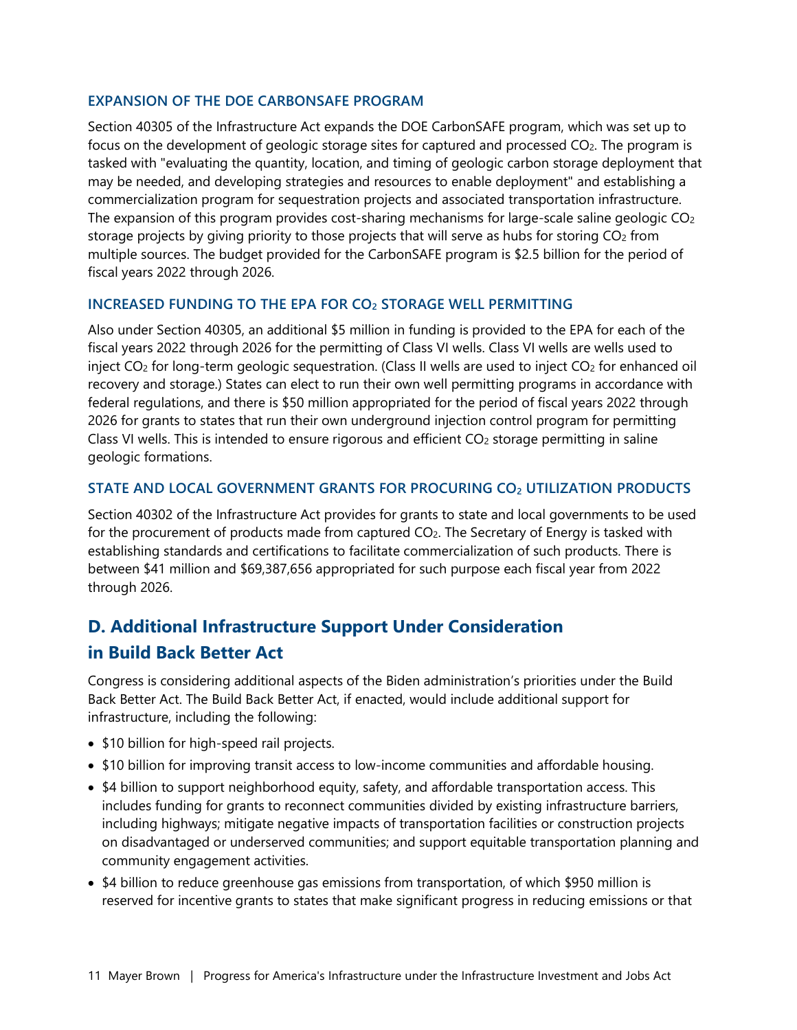### EXPANSION OF THE DOE CARBONSAFE PROGRAM

Section 40305 of the Infrastructure Act expands the DOE CarbonSAFE program, which was set up to focus on the development of geologic storage sites for captured and processed $CO_2$. The program is tasked with "evaluating the quantity, location, and timing of geologic carbon storage deployment that may be needed, and developing strategies and resources to enable deployment" and establishing a commercialization program for sequestration projects and associated transportation infrastructure. The expansion of this program provides cost-sharing mechanisms for large-scale saline geologic $CO_2$ storage projects by giving priority to those projects that will serve as hubs for storing $CO_2$ from multiple sources. The budget provided for the CarbonSAFE program is $2.5 billion for the period of fiscal years 2022 through 2026.

### INCREASED FUNDING TO THE EPA FOR $CO_2$ STORAGE WELL PERMITTING

Also under Section 40305, an additional $5 million in funding is provided to the EPA for each of the fiscal years 2022 through 2026 for the permitting of Class VI wells. Class VI wells are wells used to inject $CO_2$ for long-term geologic sequestration. (Class II wells are used to inject $CO_2$ for enhanced oil recovery and storage.) States can elect to run their own well permitting programs in accordance with federal regulations, and there is $50 million appropriated for the period of fiscal years 2022 through 2026 for grants to states that run their own underground injection control program for permitting Class VI wells. This is intended to ensure rigorous and efficient $CO_2$ storage permitting in saline geologic formations.

### STATE AND LOCAL GOVERNMENT GRANTS FOR PROCURING $CO_2$ UTILIZATION PRODUCTS

Section 40302 of the Infrastructure Act provides for grants to state and local governments to be used for the procurement of products made from captured $CO_2$. The Secretary of Energy is tasked with establishing standards and certifications to facilitate commercialization of such products. There is between $41 million and $69,387,656 appropriated for such purpose each fiscal year from 2022 through 2026.

## D. Additional Infrastructure Support Under Consideration in Build Back Better Act

Congress is considering additional aspects of the Biden administration's priorities under the Build Back Better Act. The Build Back Better Act, if enacted, would include additional support for infrastructure, including the following:

- $10 billion for high-speed rail projects.
- $10 billion for improving transit access to low-income communities and affordable housing.
- $4 billion to support neighborhood equity, safety, and affordable transportation access. This includes funding for grants to reconnect communities divided by existing infrastructure barriers, including highways; mitigate negative impacts of transportation facilities or construction projects on disadvantaged or underserved communities; and support equitable transportation planning and community engagement activities.
- $4 billion to reduce greenhouse gas emissions from transportation, of which $950 million is reserved for incentive grants to states that make significant progress in reducing emissions or that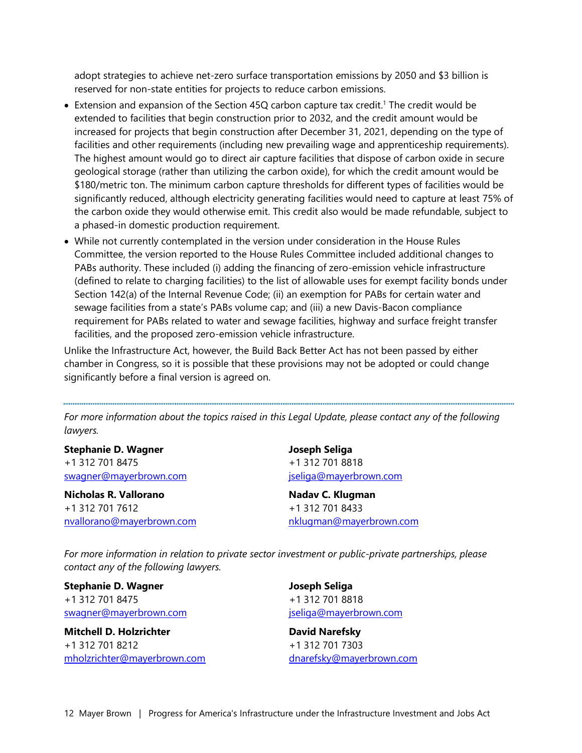adopt strategies to achieve net-zero surface transportation emissions by 2050 and $3 billion is reserved for non-state entities for projects to reduce carbon emissions.

- Extension and expansion of the Section 45Q carbon capture tax credit.[1] The credit would be extended to facilities that begin construction prior to 2032, and the credit amount would be increased for projects that begin construction after December 31, 2021, depending on the type of facilities and other requirements (including new prevailing wage and apprenticeship requirements). The highest amount would go to direct air capture facilities that dispose of carbon oxide in secure geological storage (rather than utilizing the carbon oxide), for which the credit amount would be $180/metric ton. The minimum carbon capture thresholds for different types of facilities would be significantly reduced, although electricity generating facilities would need to capture at least 75% of the carbon oxide they would otherwise emit. This credit also would be made refundable, subject to a phased-in domestic production requirement.
- While not currently contemplated in the version under consideration in the House Rules Committee, the version reported to the House Rules Committee included additional changes to PABs authority. These included (i) adding the financing of zero-emission vehicle infrastructure (defined to relate to charging facilities) to the list of allowable uses for exempt facility bonds under Section 142(a) of the Internal Revenue Code; (ii) an exemption for PABs for certain water and sewage facilities from a state's PABs volume cap; and (iii) a new Davis-Bacon compliance requirement for PABs related to water and sewage facilities, highway and surface freight transfer facilities, and the proposed zero-emission vehicle infrastructure.

Unlike the Infrastructure Act, however, the Build Back Better Act has not been passed by either chamber in Congress, so it is possible that these provisions may not be adopted or could change significantly before a final version is agreed on.

---

*For more information about the topics raised in this Legal Update, please contact any of the following lawyers.*

**Stephanie D. Wagner**
+1 312 701 8475
swagner@mayerbrown.com

**Nicholas R. Vallorano**
+1 312 701 7612
nvallorano@mayerbrown.com

**Joseph Seliga**
+1 312 701 8818
jseliga@mayerbrown.com

**Nadav C. Klugman**
+1 312 701 8433
nklugman@mayerbrown.com

*For more information in relation to private sector investment or public-private partnerships, please contact any of the following lawyers.*

**Stephanie D. Wagner**
+1 312 701 8475
swagner@mayerbrown.com

**Mitchell D. Holzrichter**
+1 312 701 8212
mholzrichter@mayerbrown.com

**Joseph Seliga**
+1 312 701 8818
jseliga@mayerbrown.com

**David Narefsky**
+1 312 701 7303
dnarefsky@mayerbrown.com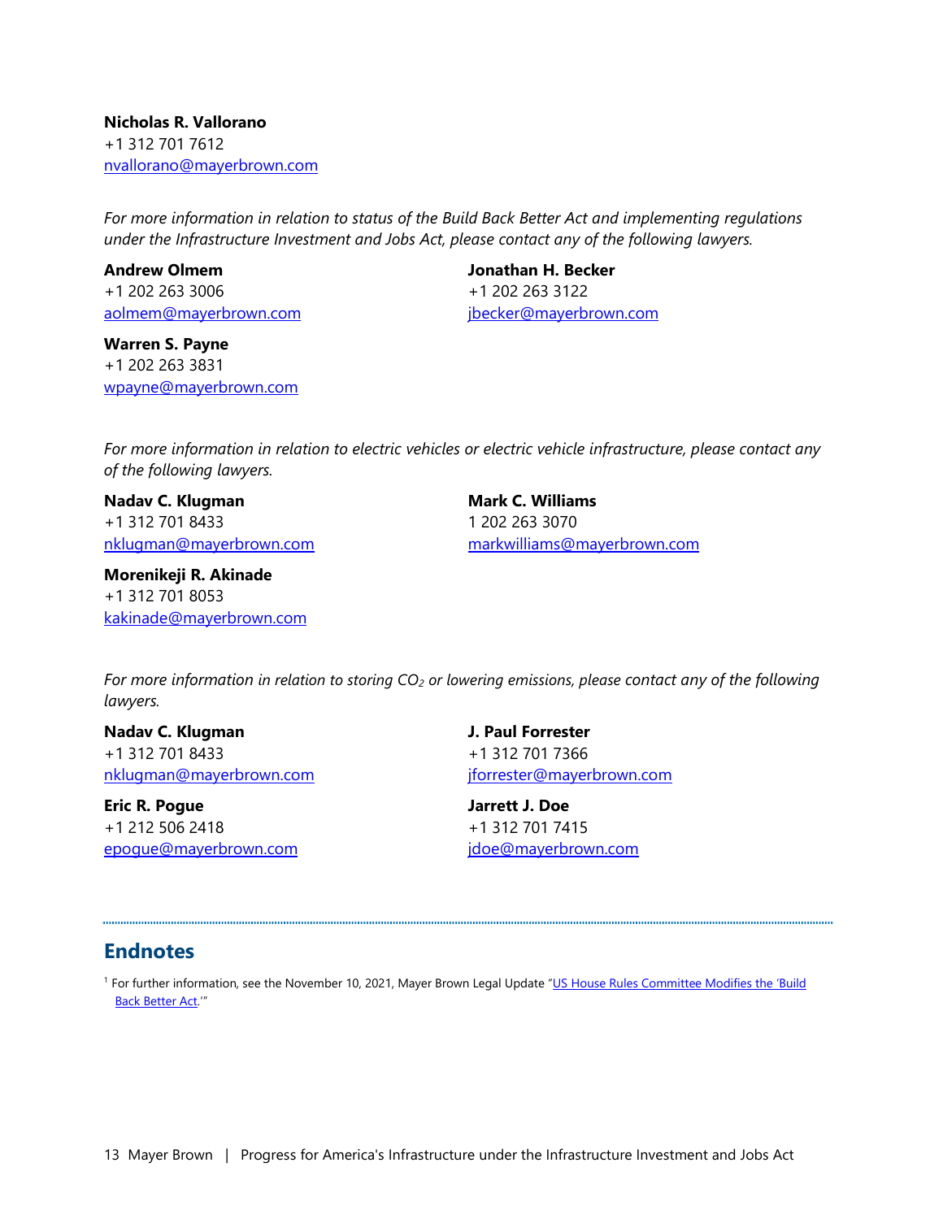**Nicholas R. Vallorano**
+1 312 701 7612
nvallorano@mayerbrown.com

*For more information in relation to status of the Build Back Better Act and implementing regulations under the Infrastructure Investment and Jobs Act, please contact any of the following lawyers.*

**Andrew Olmem**
+1 202 263 3006
aolmem@mayerbrown.com

**Jonathan H. Becker**
+1 202 263 3122
jbecker@mayerbrown.com

**Warren S. Payne**
+1 202 263 3831
wpayne@mayerbrown.com

*For more information in relation to electric vehicles or electric vehicle infrastructure, please contact any of the following lawyers.*

**Nadav C. Klugman**
+1 312 701 8433
nklugman@mayerbrown.com

**Mark C. Williams**
1 202 263 3070
markwilliams@mayerbrown.com

**Morenikeji R. Akinade**
+1 312 701 8053
kakinade@mayerbrown.com

*For more information in relation to storing $CO_2$ or lowering emissions, please contact any of the following lawyers.*

**Nadav C. Klugman**
+1 312 701 8433
nklugman@mayerbrown.com

**J. Paul Forrester**
+1 312 701 7366
jforrester@mayerbrown.com

**Eric R. Pogue**
+1 212 506 2418
epogue@mayerbrown.com

**Jarrett J. Doe**
+1 312 701 7415
jdoe@mayerbrown.com

## Endnotes

[1] For further information, see the November 10, 2021, Mayer Brown Legal Update "US House Rules Committee Modifies the 'Build Back Better Act.'"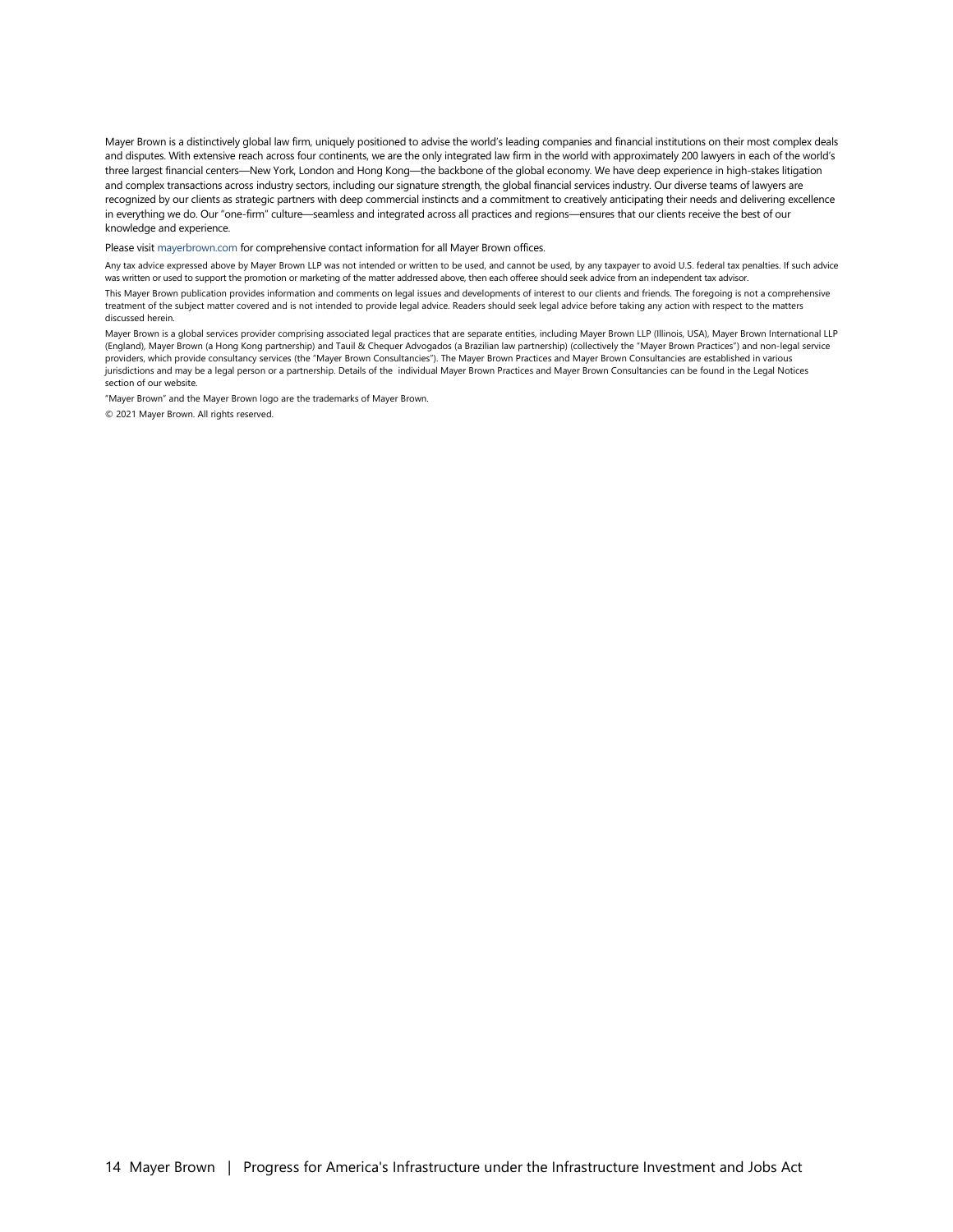Mayer Brown is a distinctively global law firm, uniquely positioned to advise the world's leading companies and financial institutions on their most complex deals and disputes. With extensive reach across four continents, we are the only integrated law firm in the world with approximately 200 lawyers in each of the world's three largest financial centers—New York, London and Hong Kong—the backbone of the global economy. We have deep experience in high-stakes litigation and complex transactions across industry sectors, including our signature strength, the global financial services industry. Our diverse teams of lawyers are recognized by our clients as strategic partners with deep commercial instincts and a commitment to creatively anticipating their needs and delivering excellence in everything we do. Our "one-firm" culture—seamless and integrated across all practices and regions—ensures that our clients receive the best of our knowledge and experience.

Please visit mayerbrown.com for comprehensive contact information for all Mayer Brown offices.

Any tax advice expressed above by Mayer Brown LLP was not intended or written to be used, and cannot be used, by any taxpayer to avoid U.S. federal tax penalties. If such advice was written or used to support the promotion or marketing of the matter addressed above, then each offeree should seek advice from an independent tax advisor.

This Mayer Brown publication provides information and comments on legal issues and developments of interest to our clients and friends. The foregoing is not a comprehensive treatment of the subject matter covered and is not intended to provide legal advice. Readers should seek legal advice before taking any action with respect to the matters discussed herein.

Mayer Brown is a global services provider comprising associated legal practices that are separate entities, including Mayer Brown LLP (Illinois, USA), Mayer Brown International LLP (England), Mayer Brown (a Hong Kong partnership) and Tauil & Chequer Advogados (a Brazilian law partnership) (collectively the "Mayer Brown Practices") and non-legal service providers, which provide consultancy services (the "Mayer Brown Consultancies"). The Mayer Brown Practices and Mayer Brown Consultancies are established in various jurisdictions and may be a legal person or a partnership. Details of the individual Mayer Brown Practices and Mayer Brown Consultancies can be found in the Legal Notices section of our website.

"Mayer Brown" and the Mayer Brown logo are the trademarks of Mayer Brown.

© 2021 Mayer Brown. All rights reserved.